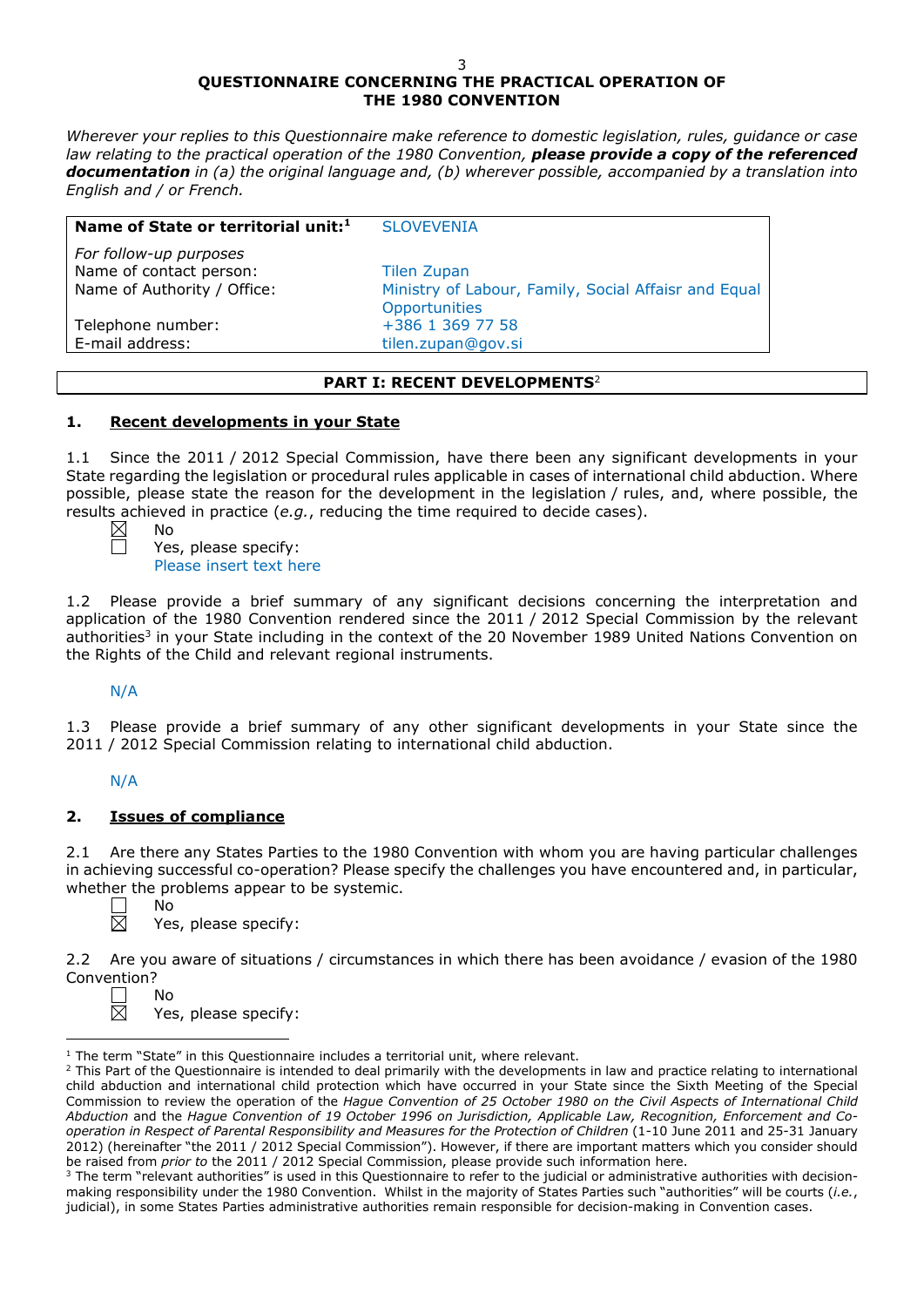# QUESTIONNAIRE CONCERNING THE PRACTICAL OPERATION OF THE 1980 CONVENTION

*Wherever your replies to this Questionnaire make reference to domestic legislation, rules, guidance or case law relating to the practical operation of the 1980 Convention,* ***please provide a copy of the referenced documentation*** *in (a) the original language and, (b) wherever possible, accompanied by a translation into English and / or French.*

| **Name of State or territorial unit:**[1] | SLOVEVENIA |
|---|---|
| *For follow-up purposes* | |
| Name of contact person: | Tilen Zupan |
| Name of Authority / Office: | Ministry of Labour, Family, Social Affaisr and Equal Opportunities |
| Telephone number: | +386 1 369 77 58 |
| E-mail address: | tilen.zupan@gov.si |

## PART I: RECENT DEVELOPMENTS[2]

### 1. Recent developments in your State

1.1 Since the 2011 / 2012 Special Commission, have there been any significant developments in your State regarding the legislation or procedural rules applicable in cases of international child abduction. Where possible, please state the reason for the development in the legislation / rules, and, where possible, the results achieved in practice (*e.g.*, reducing the time required to decide cases).

☒ No
☐ Yes, please specify:
Please insert text here

1.2 Please provide a brief summary of any significant decisions concerning the interpretation and application of the 1980 Convention rendered since the 2011 / 2012 Special Commission by the relevant authorities[3] in your State including in the context of the 20 November 1989 United Nations Convention on the Rights of the Child and relevant regional instruments.

N/A

1.3 Please provide a brief summary of any other significant developments in your State since the 2011 / 2012 Special Commission relating to international child abduction.

N/A

### 2. Issues of compliance

2.1 Are there any States Parties to the 1980 Convention with whom you are having particular challenges in achieving successful co-operation? Please specify the challenges you have encountered and, in particular, whether the problems appear to be systemic.

☐ No
☒ Yes, please specify:

2.2 Are you aware of situations / circumstances in which there has been avoidance / evasion of the 1980 Convention?

☐ No
☒ Yes, please specify:

---

[1] The term "State" in this Questionnaire includes a territorial unit, where relevant.

[2] This Part of the Questionnaire is intended to deal primarily with the developments in law and practice relating to international child abduction and international child protection which have occurred in your State since the Sixth Meeting of the Special Commission to review the operation of the *Hague Convention of 25 October 1980 on the Civil Aspects of International Child Abduction* and the *Hague Convention of 19 October 1996 on Jurisdiction, Applicable Law, Recognition, Enforcement and Co-operation in Respect of Parental Responsibility and Measures for the Protection of Children* (1-10 June 2011 and 25-31 January 2012) (hereinafter "the 2011 / 2012 Special Commission"). However, if there are important matters which you consider should be raised from *prior to* the 2011 / 2012 Special Commission, please provide such information here.

[3] The term "relevant authorities" is used in this Questionnaire to refer to the judicial or administrative authorities with decision-making responsibility under the 1980 Convention. Whilst in the majority of States Parties such "authorities" will be courts (*i.e.*, judicial), in some States Parties administrative authorities remain responsible for decision-making in Convention cases.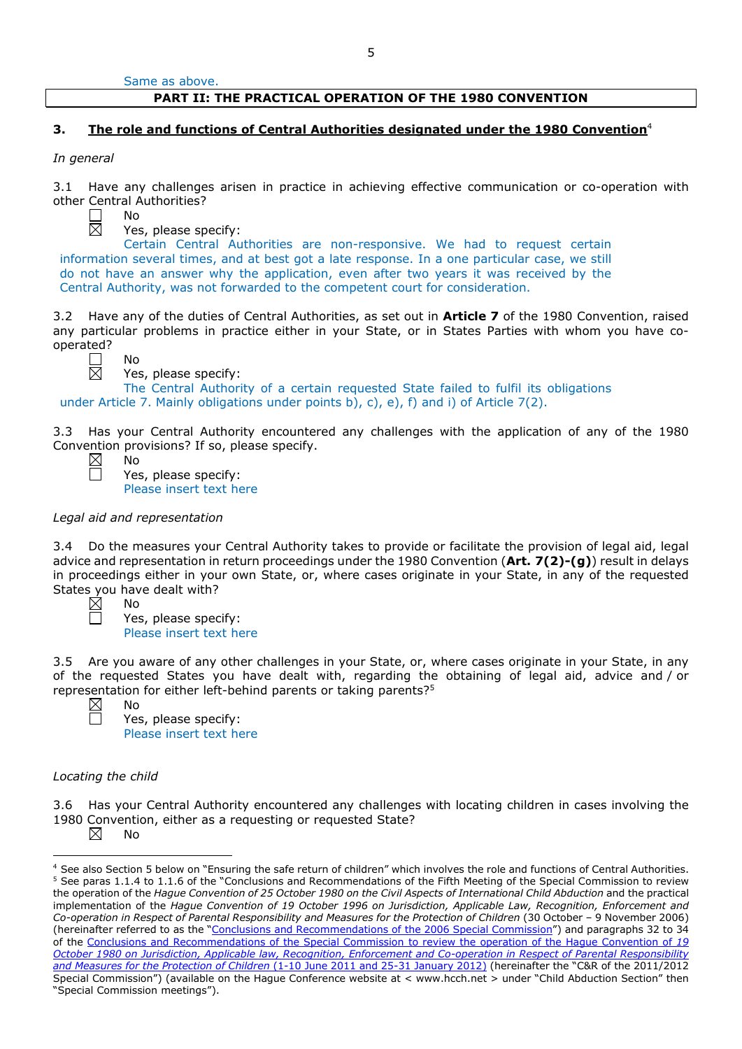Same as above.

## PART II: THE PRACTICAL OPERATION OF THE 1980 CONVENTION

### 3. The role and functions of Central Authorities designated under the 1980 Convention[4]

*In general*

3.1 Have any challenges arisen in practice in achieving effective communication or co-operation with other Central Authorities?

☐ No

☒ Yes, please specify:

Certain Central Authorities are non-responsive. We had to request certain information several times, and at best got a late response. In a one particular case, we still do not have an answer why the application, even after two years it was received by the Central Authority, was not forwarded to the competent court for consideration.

3.2 Have any of the duties of Central Authorities, as set out in **Article 7** of the 1980 Convention, raised any particular problems in practice either in your State, or in States Parties with whom you have co-operated?

☐ No

☒ Yes, please specify:

The Central Authority of a certain requested State failed to fulfil its obligations under Article 7. Mainly obligations under points b), c), e), f) and i) of Article 7(2).

3.3 Has your Central Authority encountered any challenges with the application of any of the 1980 Convention provisions? If so, please specify.

☒ No

☐ Yes, please specify:

Please insert text here

*Legal aid and representation*

3.4 Do the measures your Central Authority takes to provide or facilitate the provision of legal aid, legal advice and representation in return proceedings under the 1980 Convention (**Art. 7(2)-(g)**) result in delays in proceedings either in your own State, or, where cases originate in your State, in any of the requested States you have dealt with?

☒ No

☐ Yes, please specify:

Please insert text here

3.5 Are you aware of any other challenges in your State, or, where cases originate in your State, in any of the requested States you have dealt with, regarding the obtaining of legal aid, advice and / or representation for either left-behind parents or taking parents?[5]

☒ No

☐ Yes, please specify:

Please insert text here

*Locating the child*

3.6 Has your Central Authority encountered any challenges with locating children in cases involving the 1980 Convention, either as a requesting or requested State?

☒ No

---

[4] See also Section 5 below on "Ensuring the safe return of children" which involves the role and functions of Central Authorities.

[5] See paras 1.1.4 to 1.1.6 of the "Conclusions and Recommendations of the Fifth Meeting of the Special Commission to review the operation of the *Hague Convention of 25 October 1980 on the Civil Aspects of International Child Abduction* and the practical implementation of the *Hague Convention of 19 October 1996 on Jurisdiction, Applicable Law, Recognition, Enforcement and Co-operation in Respect of Parental Responsibility and Measures for the Protection of Children* (30 October – 9 November 2006) (hereinafter referred to as the "Conclusions and Recommendations of the 2006 Special Commission") and paragraphs 32 to 34 of the Conclusions and Recommendations of the Special Commission to review the operation of the Hague Convention of *19 October 1980 on Jurisdiction, Applicable law, Recognition, Enforcement and Co-operation in Respect of Parental Responsibility and Measures for the Protection of Children* (1-10 June 2011 and 25-31 January 2012) (hereinafter the "C&R of the 2011/2012 Special Commission") (available on the Hague Conference website at < www.hcch.net > under "Child Abduction Section" then "Special Commission meetings").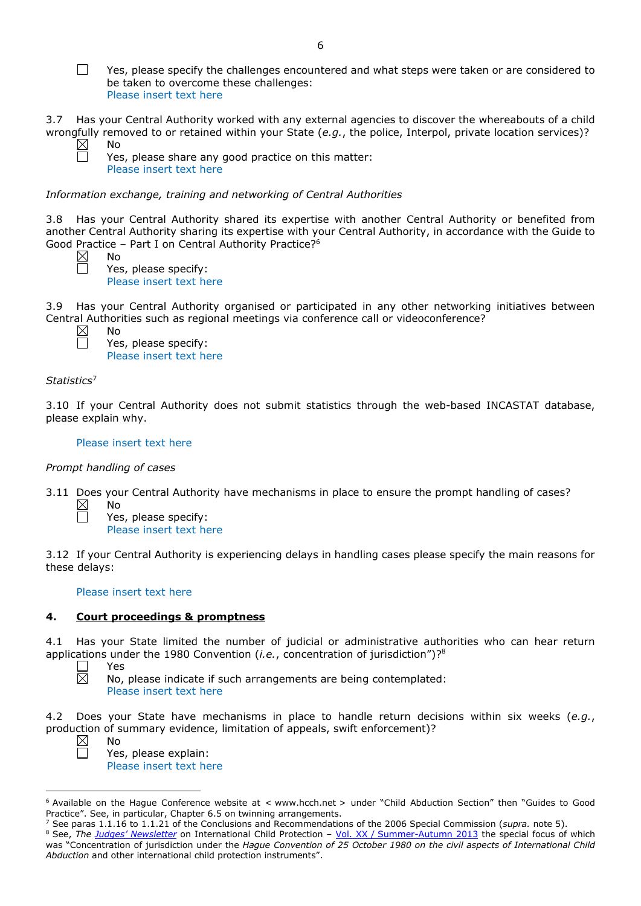☐ Yes, please specify the challenges encountered and what steps were taken or are considered to be taken to overcome these challenges:
Please insert text here

3.7 Has your Central Authority worked with any external agencies to discover the whereabouts of a child wrongfully removed to or retained within your State (*e.g.*, the police, Interpol, private location services)?

☒ No
☐ Yes, please share any good practice on this matter:
Please insert text here

*Information exchange, training and networking of Central Authorities*

3.8 Has your Central Authority shared its expertise with another Central Authority or benefited from another Central Authority sharing its expertise with your Central Authority, in accordance with the Guide to Good Practice – Part I on Central Authority Practice?[6]

☒ No
☐ Yes, please specify:
Please insert text here

3.9 Has your Central Authority organised or participated in any other networking initiatives between Central Authorities such as regional meetings via conference call or videoconference?

☒ No
☐ Yes, please specify:
Please insert text here

*Statistics*[7]

3.10 If your Central Authority does not submit statistics through the web-based INCASTAT database, please explain why.

Please insert text here

*Prompt handling of cases*

3.11 Does your Central Authority have mechanisms in place to ensure the prompt handling of cases?

☒ No
☐ Yes, please specify:
Please insert text here

3.12 If your Central Authority is experiencing delays in handling cases please specify the main reasons for these delays:

Please insert text here

## 4. Court proceedings & promptness

4.1 Has your State limited the number of judicial or administrative authorities who can hear return applications under the 1980 Convention (*i.e.*, concentration of jurisdiction")?[8]

☐ Yes
☒ No, please indicate if such arrangements are being contemplated:
Please insert text here

4.2 Does your State have mechanisms in place to handle return decisions within six weeks (*e.g.*, production of summary evidence, limitation of appeals, swift enforcement)?

☒ No
☐ Yes, please explain:
Please insert text here

---

[6] Available on the Hague Conference website at < www.hcch.net > under "Child Abduction Section" then "Guides to Good Practice". See, in particular, Chapter 6.5 on twinning arrangements.

[7] See paras 1.1.16 to 1.1.21 of the Conclusions and Recommendations of the 2006 Special Commission (*supra.* note 5).

[8] See, *The Judges' Newsletter* on International Child Protection – Vol. XX / Summer-Autumn 2013 the special focus of which was "Concentration of jurisdiction under the *Hague Convention of 25 October 1980 on the civil aspects of International Child Abduction* and other international child protection instruments".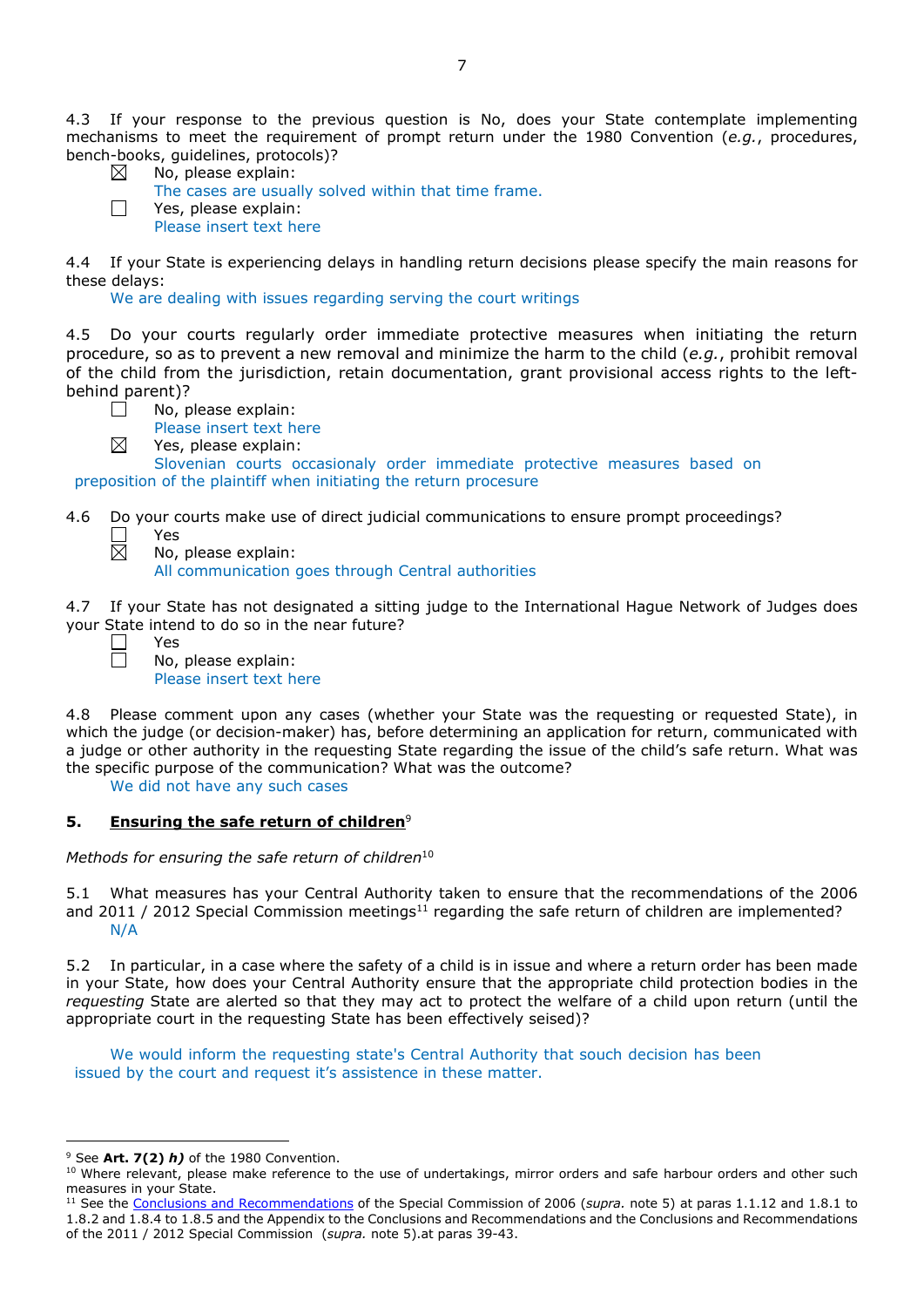4.3 If your response to the previous question is No, does your State contemplate implementing mechanisms to meet the requirement of prompt return under the 1980 Convention (*e.g.*, procedures, bench-books, guidelines, protocols)?

☒ No, please explain:
The cases are usually solved within that time frame.

☐ Yes, please explain:
Please insert text here

4.4 If your State is experiencing delays in handling return decisions please specify the main reasons for these delays:

We are dealing with issues regarding serving the court writings

4.5 Do your courts regularly order immediate protective measures when initiating the return procedure, so as to prevent a new removal and minimize the harm to the child (*e.g.*, prohibit removal of the child from the jurisdiction, retain documentation, grant provisional access rights to the left-behind parent)?

☐ No, please explain:
Please insert text here

☒ Yes, please explain:
Slovenian courts occasionaly order immediate protective measures based on preposition of the plaintiff when initiating the return procesure

4.6 Do your courts make use of direct judicial communications to ensure prompt proceedings?

☐ Yes

☒ No, please explain:
All communication goes through Central authorities

4.7 If your State has not designated a sitting judge to the International Hague Network of Judges does your State intend to do so in the near future?

☐ Yes

☐ No, please explain:
Please insert text here

4.8 Please comment upon any cases (whether your State was the requesting or requested State), in which the judge (or decision-maker) has, before determining an application for return, communicated with a judge or other authority in the requesting State regarding the issue of the child's safe return. What was the specific purpose of the communication? What was the outcome?

We did not have any such cases

## 5. Ensuring the safe return of children[9]

*Methods for ensuring the safe return of children*[10]

5.1 What measures has your Central Authority taken to ensure that the recommendations of the 2006 and 2011 / 2012 Special Commission meetings[11] regarding the safe return of children are implemented?

N/A

5.2 In particular, in a case where the safety of a child is in issue and where a return order has been made in your State, how does your Central Authority ensure that the appropriate child protection bodies in the *requesting* State are alerted so that they may act to protect the welfare of a child upon return (until the appropriate court in the requesting State has been effectively seised)?

We would inform the requesting state's Central Authority that souch decision has been issued by the court and request it's assistence in these matter.

---

[9] See **Art. 7(2)** ***h)*** of the 1980 Convention.

[10] Where relevant, please make reference to the use of undertakings, mirror orders and safe harbour orders and other such measures in your State.

[11] See the Conclusions and Recommendations of the Special Commission of 2006 (*supra.* note 5) at paras 1.1.12 and 1.8.1 to 1.8.2 and 1.8.4 to 1.8.5 and the Appendix to the Conclusions and Recommendations and the Conclusions and Recommendations of the 2011 / 2012 Special Commission (*supra.* note 5).at paras 39-43.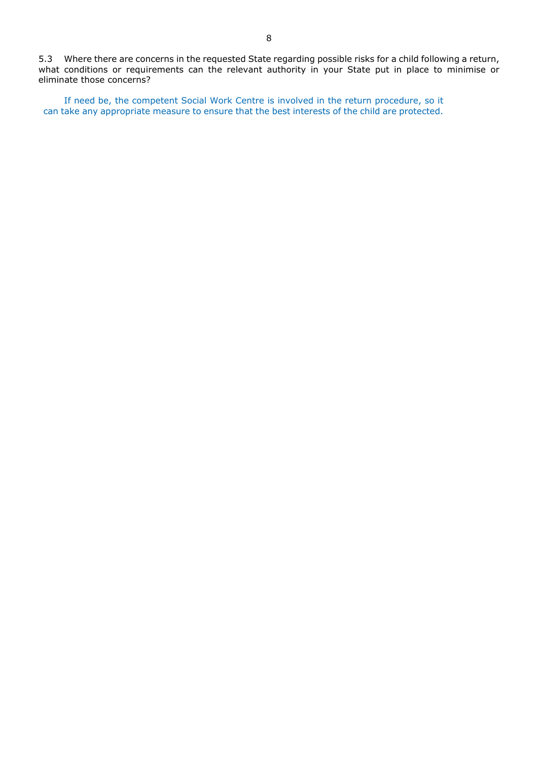5.3 Where there are concerns in the requested State regarding possible risks for a child following a return, what conditions or requirements can the relevant authority in your State put in place to minimise or eliminate those concerns?

If need be, the competent Social Work Centre is involved in the return procedure, so it can take any appropriate measure to ensure that the best interests of the child are protected.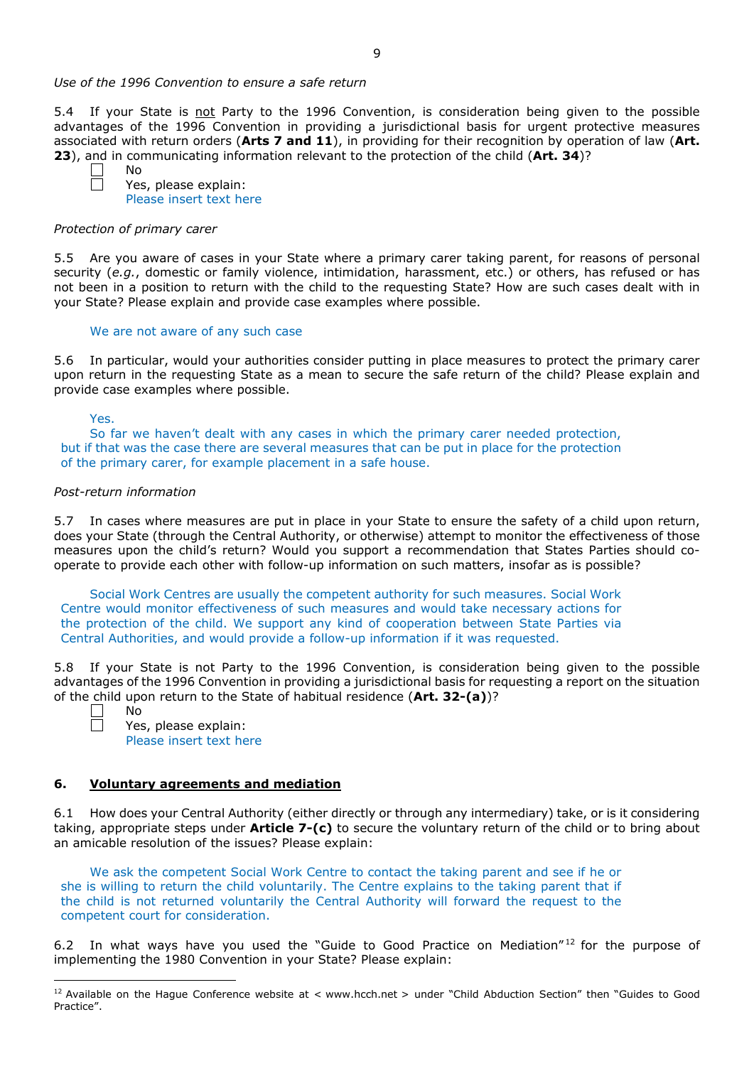*Use of the 1996 Convention to ensure a safe return*

5.4 If your State is <u>not</u> Party to the 1996 Convention, is consideration being given to the possible advantages of the 1996 Convention in providing a jurisdictional basis for urgent protective measures associated with return orders (**Arts 7 and 11**), in providing for their recognition by operation of law (**Art. 23**), and in communicating information relevant to the protection of the child (**Art. 34**)?

☐ No

☐ Yes, please explain:
Please insert text here

*Protection of primary carer*

5.5 Are you aware of cases in your State where a primary carer taking parent, for reasons of personal security (*e.g.*, domestic or family violence, intimidation, harassment, etc.) or others, has refused or has not been in a position to return with the child to the requesting State? How are such cases dealt with in your State? Please explain and provide case examples where possible.

We are not aware of any such case

5.6 In particular, would your authorities consider putting in place measures to protect the primary carer upon return in the requesting State as a mean to secure the safe return of the child? Please explain and provide case examples where possible.

Yes.
So far we haven't dealt with any cases in which the primary carer needed protection, but if that was the case there are several measures that can be put in place for the protection of the primary carer, for example placement in a safe house.

*Post-return information*

5.7 In cases where measures are put in place in your State to ensure the safety of a child upon return, does your State (through the Central Authority, or otherwise) attempt to monitor the effectiveness of those measures upon the child's return? Would you support a recommendation that States Parties should co-operate to provide each other with follow-up information on such matters, insofar as is possible?

Social Work Centres are usually the competent authority for such measures. Social Work Centre would monitor effectiveness of such measures and would take necessary actions for the protection of the child. We support any kind of cooperation between State Parties via Central Authorities, and would provide a follow-up information if it was requested.

5.8 If your State is not Party to the 1996 Convention, is consideration being given to the possible advantages of the 1996 Convention in providing a jurisdictional basis for requesting a report on the situation of the child upon return to the State of habitual residence (**Art. 32-(a)**)?

☐ No

☐ Yes, please explain:
Please insert text here

## 6. <u>Voluntary agreements and mediation</u>

6.1 How does your Central Authority (either directly or through any intermediary) take, or is it considering taking, appropriate steps under **Article 7-(c)** to secure the voluntary return of the child or to bring about an amicable resolution of the issues? Please explain:

We ask the competent Social Work Centre to contact the taking parent and see if he or she is willing to return the child voluntarily. The Centre explains to the taking parent that if the child is not returned voluntarily the Central Authority will forward the request to the competent court for consideration.

6.2 In what ways have you used the "Guide to Good Practice on Mediation"[12] for the purpose of implementing the 1980 Convention in your State? Please explain:

[12] Available on the Hague Conference website at < www.hcch.net > under "Child Abduction Section" then "Guides to Good Practice".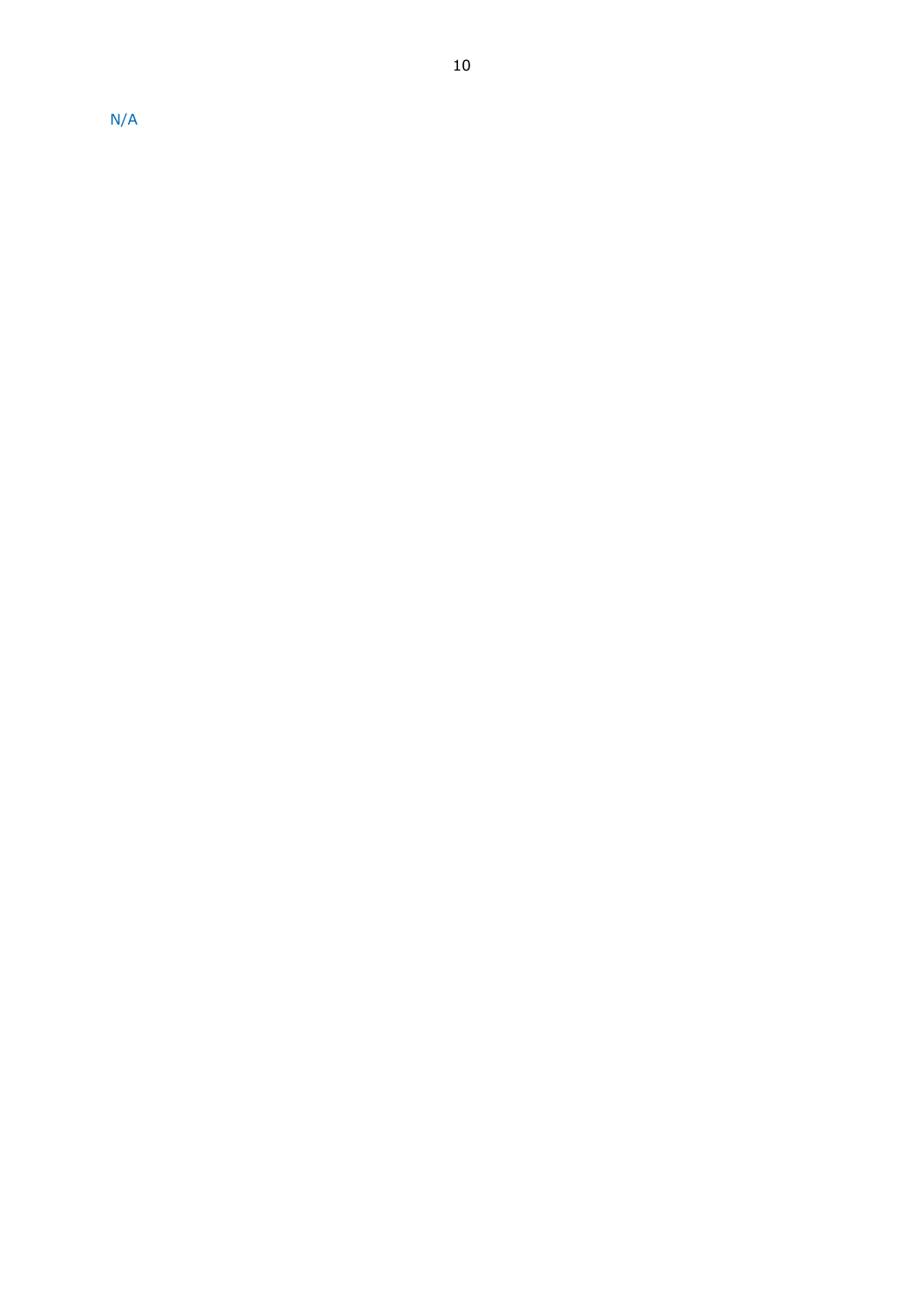N/A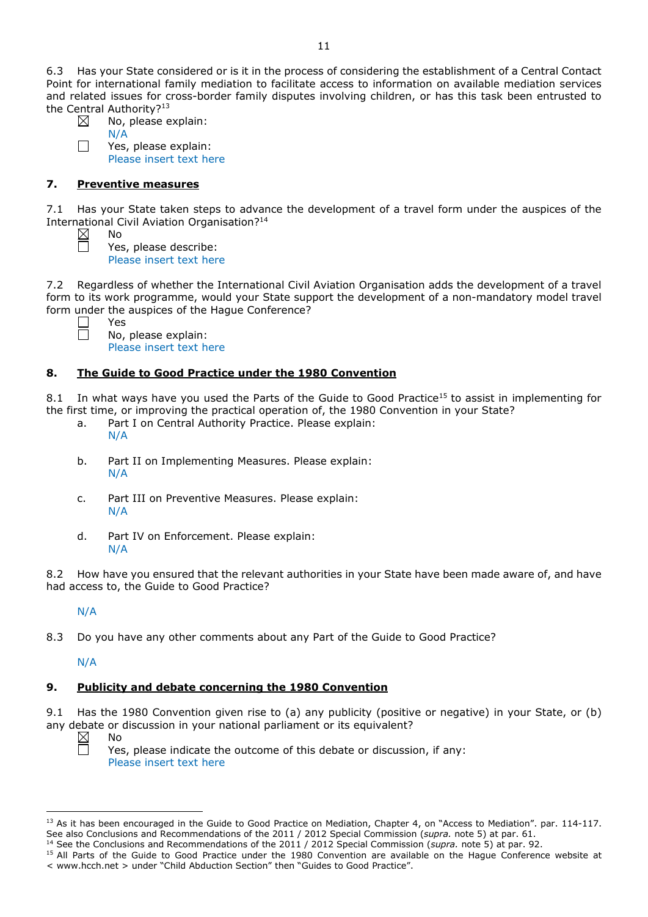6.3 Has your State considered or is it in the process of considering the establishment of a Central Contact Point for international family mediation to facilitate access to information on available mediation services and related issues for cross-border family disputes involving children, or has this task been entrusted to the Central Authority?[13]

☒ No, please explain:
N/A

☐ Yes, please explain:
Please insert text here

## 7. Preventive measures

7.1 Has your State taken steps to advance the development of a travel form under the auspices of the International Civil Aviation Organisation?[14]

☒ No

☐ Yes, please describe:
Please insert text here

7.2 Regardless of whether the International Civil Aviation Organisation adds the development of a travel form to its work programme, would your State support the development of a non-mandatory model travel form under the auspices of the Hague Conference?

☐ Yes

☐ No, please explain:
Please insert text here

## 8. The Guide to Good Practice under the 1980 Convention

8.1 In what ways have you used the Parts of the Guide to Good Practice[15] to assist in implementing for the first time, or improving the practical operation of, the 1980 Convention in your State?

a. Part I on Central Authority Practice. Please explain:
N/A

b. Part II on Implementing Measures. Please explain:
N/A

c. Part III on Preventive Measures. Please explain:
N/A

d. Part IV on Enforcement. Please explain:
N/A

8.2 How have you ensured that the relevant authorities in your State have been made aware of, and have had access to, the Guide to Good Practice?

N/A

8.3 Do you have any other comments about any Part of the Guide to Good Practice?

N/A

## 9. Publicity and debate concerning the 1980 Convention

9.1 Has the 1980 Convention given rise to (a) any publicity (positive or negative) in your State, or (b) any debate or discussion in your national parliament or its equivalent?

☒ No

☐ Yes, please indicate the outcome of this debate or discussion, if any:
Please insert text here

---

[13] As it has been encouraged in the Guide to Good Practice on Mediation, Chapter 4, on "Access to Mediation". par. 114-117. See also Conclusions and Recommendations of the 2011 / 2012 Special Commission (*supra.* note 5) at par. 61.

[14] See the Conclusions and Recommendations of the 2011 / 2012 Special Commission (*supra.* note 5) at par. 92.

[15] All Parts of the Guide to Good Practice under the 1980 Convention are available on the Hague Conference website at < www.hcch.net > under "Child Abduction Section" then "Guides to Good Practice".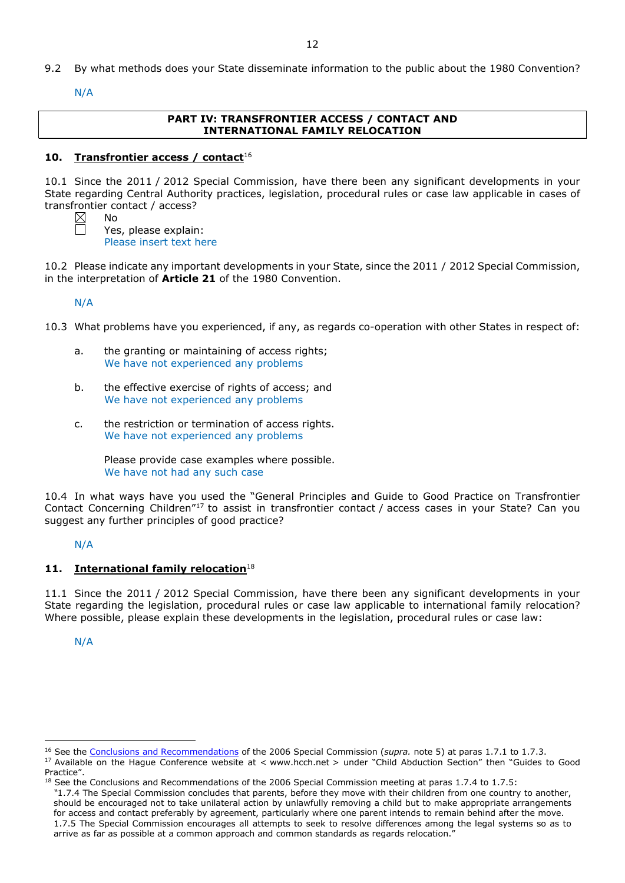9.2 By what methods does your State disseminate information to the public about the 1980 Convention?

N/A

**PART IV: TRANSFRONTIER ACCESS / CONTACT AND INTERNATIONAL FAMILY RELOCATION**

## 10. Transfrontier access / contact[16]

10.1 Since the 2011 / 2012 Special Commission, have there been any significant developments in your State regarding Central Authority practices, legislation, procedural rules or case law applicable in cases of transfrontier contact / access?

☒ No
☐ Yes, please explain:
Please insert text here

10.2 Please indicate any important developments in your State, since the 2011 / 2012 Special Commission, in the interpretation of **Article 21** of the 1980 Convention.

N/A

10.3 What problems have you experienced, if any, as regards co-operation with other States in respect of:

a. the granting or maintaining of access rights;
We have not experienced any problems

b. the effective exercise of rights of access; and
We have not experienced any problems

c. the restriction or termination of access rights.
We have not experienced any problems

Please provide case examples where possible.
We have not had any such case

10.4 In what ways have you used the "General Principles and Guide to Good Practice on Transfrontier Contact Concerning Children"[17] to assist in transfrontier contact / access cases in your State? Can you suggest any further principles of good practice?

N/A

## 11. International family relocation[18]

11.1 Since the 2011 / 2012 Special Commission, have there been any significant developments in your State regarding the legislation, procedural rules or case law applicable to international family relocation? Where possible, please explain these developments in the legislation, procedural rules or case law:

N/A

---

[16] See the Conclusions and Recommendations of the 2006 Special Commission (*supra.* note 5) at paras 1.7.1 to 1.7.3.

[17] Available on the Hague Conference website at < www.hcch.net > under "Child Abduction Section" then "Guides to Good Practice".

[18] See the Conclusions and Recommendations of the 2006 Special Commission meeting at paras 1.7.4 to 1.7.5:
"1.7.4 The Special Commission concludes that parents, before they move with their children from one country to another, should be encouraged not to take unilateral action by unlawfully removing a child but to make appropriate arrangements for access and contact preferably by agreement, particularly where one parent intends to remain behind after the move.
1.7.5 The Special Commission encourages all attempts to seek to resolve differences among the legal systems so as to arrive as far as possible at a common approach and common standards as regards relocation."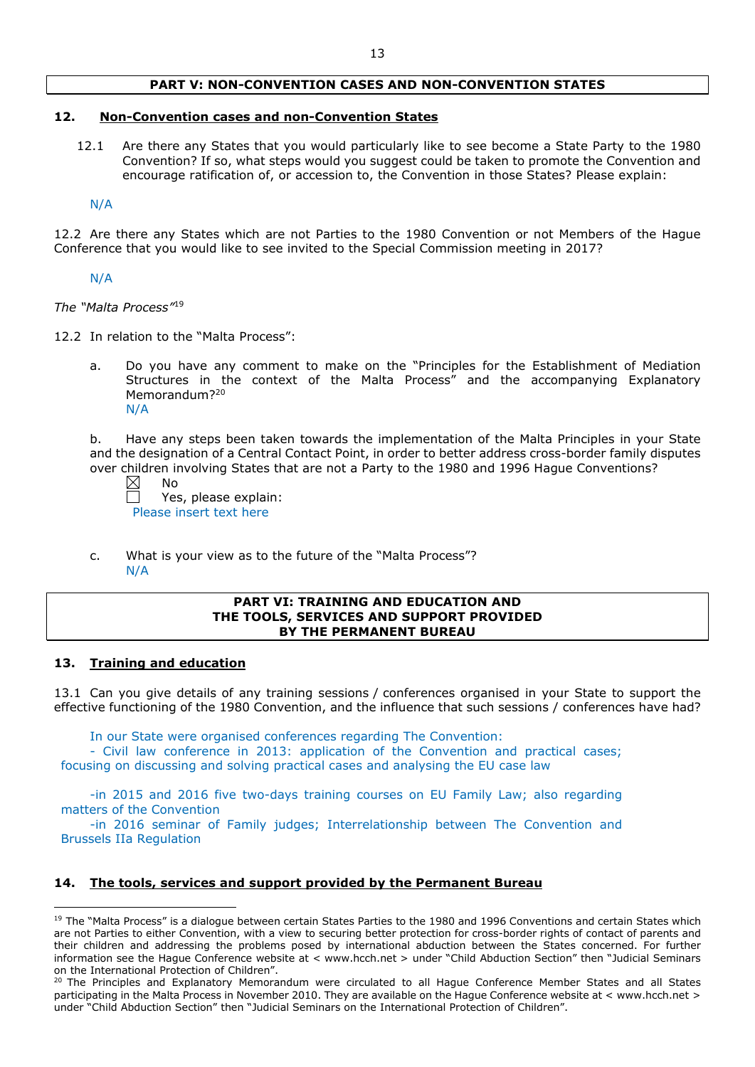## PART V: NON-CONVENTION CASES AND NON-CONVENTION STATES

### 12. Non-Convention cases and non-Convention States

12.1 Are there any States that you would particularly like to see become a State Party to the 1980 Convention? If so, what steps would you suggest could be taken to promote the Convention and encourage ratification of, or accession to, the Convention in those States? Please explain:

N/A

12.2 Are there any States which are not Parties to the 1980 Convention or not Members of the Hague Conference that you would like to see invited to the Special Commission meeting in 2017?

N/A

*The "Malta Process"*[19]

12.2 In relation to the "Malta Process":

a. Do you have any comment to make on the "Principles for the Establishment of Mediation Structures in the context of the Malta Process" and the accompanying Explanatory Memorandum?[20]
N/A

b. Have any steps been taken towards the implementation of the Malta Principles in your State and the designation of a Central Contact Point, in order to better address cross-border family disputes over children involving States that are not a Party to the 1980 and 1996 Hague Conventions?

☒ No
☐ Yes, please explain:
Please insert text here

c. What is your view as to the future of the "Malta Process"?
N/A

## PART VI: TRAINING AND EDUCATION AND THE TOOLS, SERVICES AND SUPPORT PROVIDED BY THE PERMANENT BUREAU

### 13. Training and education

13.1 Can you give details of any training sessions / conferences organised in your State to support the effective functioning of the 1980 Convention, and the influence that such sessions / conferences have had?

In our State were organised conferences regarding The Convention:
- Civil law conference in 2013: application of the Convention and practical cases; focusing on discussing and solving practical cases and analysing the EU case law

-in 2015 and 2016 five two-days training courses on EU Family Law; also regarding matters of the Convention
-in 2016 seminar of Family judges; Interrelationship between The Convention and Brussels IIa Regulation

### 14. The tools, services and support provided by the Permanent Bureau

---

[19] The "Malta Process" is a dialogue between certain States Parties to the 1980 and 1996 Conventions and certain States which are not Parties to either Convention, with a view to securing better protection for cross-border rights of contact of parents and their children and addressing the problems posed by international abduction between the States concerned. For further information see the Hague Conference website at < www.hcch.net > under "Child Abduction Section" then "Judicial Seminars on the International Protection of Children".

[20] The Principles and Explanatory Memorandum were circulated to all Hague Conference Member States and all States participating in the Malta Process in November 2010. They are available on the Hague Conference website at < www.hcch.net > under "Child Abduction Section" then "Judicial Seminars on the International Protection of Children".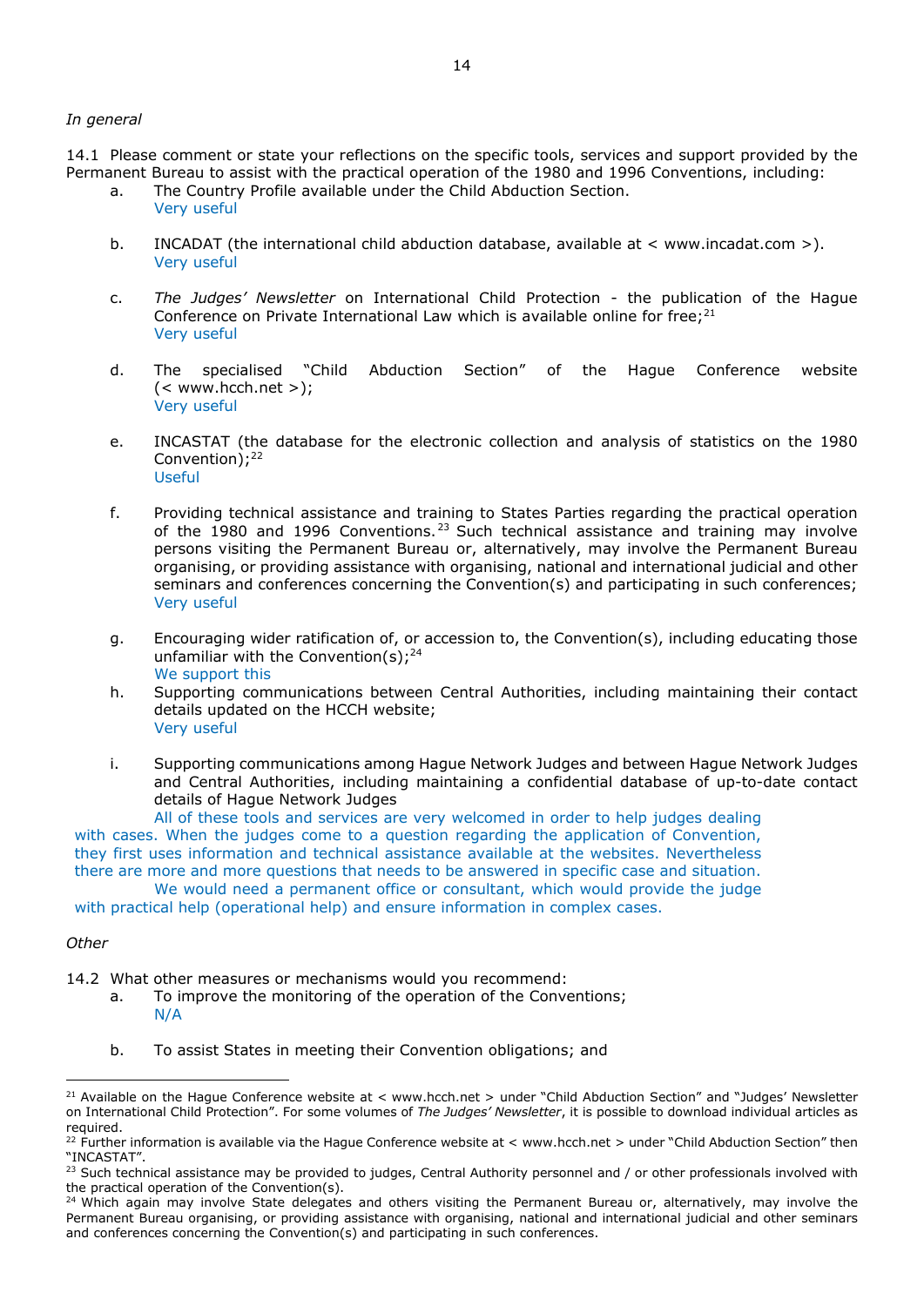*In general*

14.1 Please comment or state your reflections on the specific tools, services and support provided by the Permanent Bureau to assist with the practical operation of the 1980 and 1996 Conventions, including:

a. The Country Profile available under the Child Abduction Section.
Very useful

b. INCADAT (the international child abduction database, available at < www.incadat.com >).
Very useful

c. *The Judges' Newsletter* on International Child Protection - the publication of the Hague Conference on Private International Law which is available online for free;[21]
Very useful

d. The specialised "Child Abduction Section" of the Hague Conference website (< www.hcch.net >);
Very useful

e. INCASTAT (the database for the electronic collection and analysis of statistics on the 1980 Convention);[22]
Useful

f. Providing technical assistance and training to States Parties regarding the practical operation of the 1980 and 1996 Conventions.[23] Such technical assistance and training may involve persons visiting the Permanent Bureau or, alternatively, may involve the Permanent Bureau organising, or providing assistance with organising, national and international judicial and other seminars and conferences concerning the Convention(s) and participating in such conferences;
Very useful

g. Encouraging wider ratification of, or accession to, the Convention(s), including educating those unfamiliar with the Convention(s);[24]
We support this

h. Supporting communications between Central Authorities, including maintaining their contact details updated on the HCCH website;
Very useful

i. Supporting communications among Hague Network Judges and between Hague Network Judges and Central Authorities, including maintaining a confidential database of up-to-date contact details of Hague Network Judges
All of these tools and services are very welcomed in order to help judges dealing with cases. When the judges come to a question regarding the application of Convention, they first uses information and technical assistance available at the websites. Nevertheless there are more and more questions that needs to be answered in specific case and situation.
We would need a permanent office or consultant, which would provide the judge with practical help (operational help) and ensure information in complex cases.

*Other*

14.2 What other measures or mechanisms would you recommend:

a. To improve the monitoring of the operation of the Conventions;
N/A

b. To assist States in meeting their Convention obligations; and

---

[21] Available on the Hague Conference website at < www.hcch.net > under "Child Abduction Section" and "Judges' Newsletter on International Child Protection". For some volumes of *The Judges' Newsletter*, it is possible to download individual articles as required.

[22] Further information is available via the Hague Conference website at < www.hcch.net > under "Child Abduction Section" then "INCASTAT".

[23] Such technical assistance may be provided to judges, Central Authority personnel and / or other professionals involved with the practical operation of the Convention(s).

[24] Which again may involve State delegates and others visiting the Permanent Bureau or, alternatively, may involve the Permanent Bureau organising, or providing assistance with organising, national and international judicial and other seminars and conferences concerning the Convention(s) and participating in such conferences.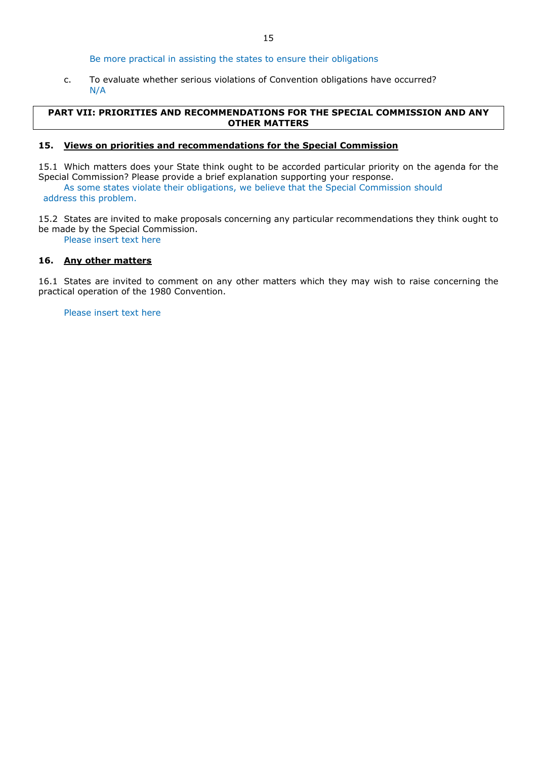Be more practical in assisting the states to ensure their obligations

c. To evaluate whether serious violations of Convention obligations have occurred?
N/A

**PART VII: PRIORITIES AND RECOMMENDATIONS FOR THE SPECIAL COMMISSION AND ANY OTHER MATTERS**

## 15. Views on priorities and recommendations for the Special Commission

15.1 Which matters does your State think ought to be accorded particular priority on the agenda for the Special Commission? Please provide a brief explanation supporting your response.

As some states violate their obligations, we believe that the Special Commission should address this problem.

15.2 States are invited to make proposals concerning any particular recommendations they think ought to be made by the Special Commission.

Please insert text here

## 16. Any other matters

16.1 States are invited to comment on any other matters which they may wish to raise concerning the practical operation of the 1980 Convention.

Please insert text here